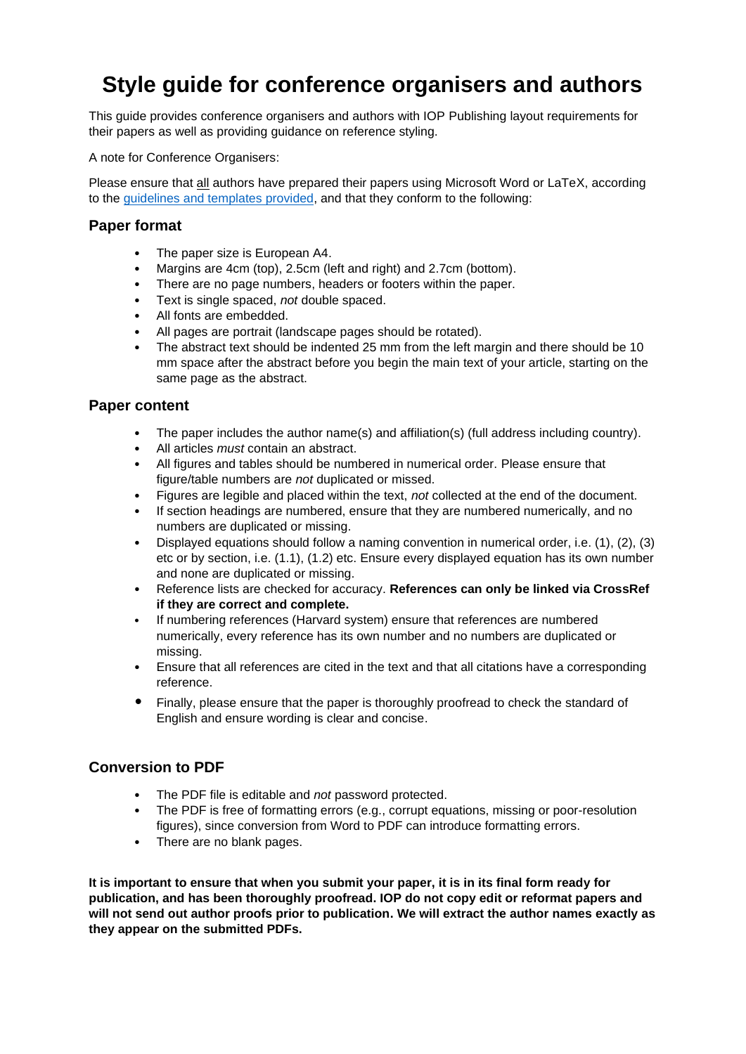# Style guide for conference organisers and authors

This guide provides conference organisers and authors with IOP Publishing layout requirements for their papers as well as providing guidance on reference styling.

A note for Conference Organisers:

Please ensure that all authors have prepared their papers using Microsoft Word or LaTeX, according to the guidelines and templates provided, and that they conform to the following:

## Paper format

- The paper size is European A4.
- Margins are 4cm (top), 2.5cm (left and right) and 2.7cm (bottom).
- There are no page numbers, headers or footers within the paper.
- Text is single spaced, *not* double spaced.
- All fonts are embedded.
- All pages are portrait (landscape pages should be rotated).
- The abstract text should be indented 25 mm from the left margin and there should be 10 mm space after the abstract before you begin the main text of your article, starting on the same page as the abstract.

## Paper content

- The paper includes the author name(s) and affiliation(s) (full address including country).
- All articles *must* contain an abstract.
- All figures and tables should be numbered in numerical order. Please ensure that figure/table numbers are *not* duplicated or missed.
- Figures are legible and placed within the text, *not* collected at the end of the document.
- If section headings are numbered, ensure that they are numbered numerically, and no numbers are duplicated or missing.
- Displayed equations should follow a naming convention in numerical order, i.e. (1), (2), (3) etc or by section, i.e. (1.1), (1.2) etc. Ensure every displayed equation has its own number and none are duplicated or missing.
- Reference lists are checked for accuracy. **References can only be linked via CrossRef if they are correct and complete.**
- If numbering references (Harvard system) ensure that references are numbered numerically, every reference has its own number and no numbers are duplicated or missing.
- Ensure that all references are cited in the text and that all citations have a corresponding reference.
- Finally, please ensure that the paper is thoroughly proofread to check the standard of English and ensure wording is clear and concise.

## Conversion to PDF

- The PDF file is editable and *not* password protected.
- The PDF is free of formatting errors (e.g., corrupt equations, missing or poor-resolution figures), since conversion from Word to PDF can introduce formatting errors.
- There are no blank pages.

**It is important to ensure that when you submit your paper, it is in its final form ready for publication, and has been thoroughly proofread. IOP do not copy edit or reformat papers and will not send out author proofs prior to publication. We will extract the author names exactly as they appear on the submitted PDFs.**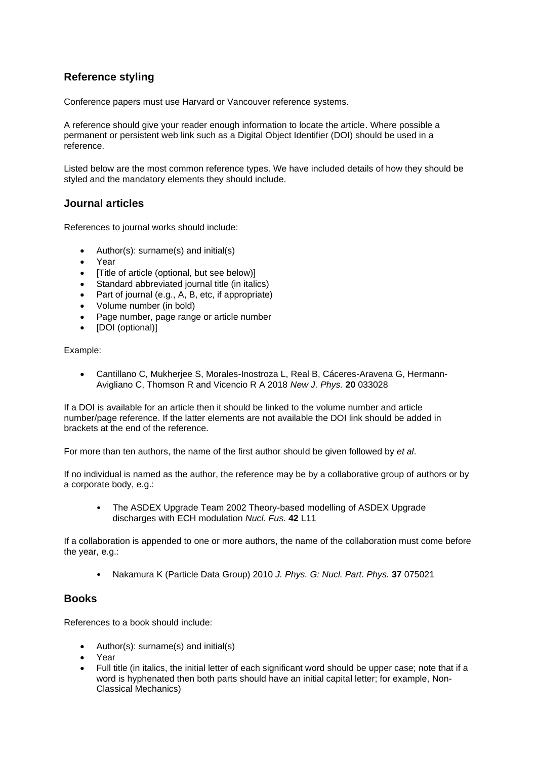## Reference styling

Conference papers must use Harvard or Vancouver reference systems.

A reference should give your reader enough information to locate the article. Where possible a permanent or persistent web link such as a Digital Object Identifier (DOI) should be used in a reference.

Listed below are the most common reference types. We have included details of how they should be styled and the mandatory elements they should include.

## Journal articles

References to journal works should include:

- Author(s): surname(s) and initial(s)
- Year
- [Title of article (optional, but see below)]
- Standard abbreviated journal title (in italics)
- Part of journal (e.g., A, B, etc, if appropriate)
- Volume number (in bold)
- Page number, page range or article number
- [DOI (optional)]

Example:

- Cantillano C, Mukherjee S, Morales-Inostroza L, Real B, Cáceres-Aravena G, Hermann-Avigliano C, Thomson R and Vicencio R A 2018 *New J. Phys.* **20** 033028

If a DOI is available for an article then it should be linked to the volume number and article number/page reference. If the latter elements are not available the DOI link should be added in brackets at the end of the reference.

For more than ten authors, the name of the first author should be given followed by *et al*.

If no individual is named as the author, the reference may be by a collaborative group of authors or by a corporate body, e.g.:

- The ASDEX Upgrade Team 2002 Theory-based modelling of ASDEX Upgrade discharges with ECH modulation *Nucl. Fus.* **42** L11

If a collaboration is appended to one or more authors, the name of the collaboration must come before the year, e.g.:

- Nakamura K (Particle Data Group) 2010 *J. Phys. G: Nucl. Part. Phys.* **37** 075021

## Books

References to a book should include:

- Author(s): surname(s) and initial(s)
- Year
- Full title (in italics, the initial letter of each significant word should be upper case; note that if a word is hyphenated then both parts should have an initial capital letter; for example, Non-Classical Mechanics)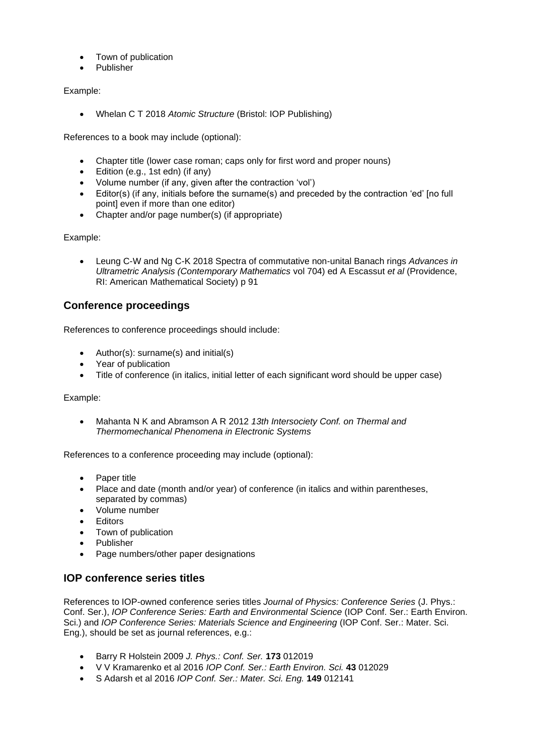- Town of publication
- Publisher

Example:

- Whelan C T 2018 *Atomic Structure* (Bristol: IOP Publishing)

References to a book may include (optional):

- Chapter title (lower case roman; caps only for first word and proper nouns)
- Edition (e.g., 1st edn) (if any)
- Volume number (if any, given after the contraction 'vol')
- Editor(s) (if any, initials before the surname(s) and preceded by the contraction 'ed' [no full point] even if more than one editor)
- Chapter and/or page number(s) (if appropriate)

Example:

- Leung C-W and Ng C-K 2018 Spectra of commutative non-unital Banach rings *Advances in Ultrametric Analysis (Contemporary Mathematics* vol 704) ed A Escassut *et al* (Providence, RI: American Mathematical Society) p 91

## Conference proceedings

References to conference proceedings should include:

- Author(s): surname(s) and initial(s)
- Year of publication
- Title of conference (in italics, initial letter of each significant word should be upper case)

Example:

- Mahanta N K and Abramson A R 2012 *13th Intersociety Conf. on Thermal and Thermomechanical Phenomena in Electronic Systems*

References to a conference proceeding may include (optional):

- Paper title
- Place and date (month and/or year) of conference (in italics and within parentheses, separated by commas)
- Volume number
- Editors
- Town of publication
- Publisher
- Page numbers/other paper designations

## IOP conference series titles

References to IOP-owned conference series titles *Journal of Physics: Conference Series* (J. Phys.: Conf. Ser.), *IOP Conference Series: Earth and Environmental Science* (IOP Conf. Ser.: Earth Environ. Sci.) and *IOP Conference Series: Materials Science and Engineering* (IOP Conf. Ser.: Mater. Sci. Eng.), should be set as journal references, e.g.:

- Barry R Holstein 2009 *J. Phys.: Conf. Ser.* **173** 012019
- V V Kramarenko et al 2016 *IOP Conf. Ser.: Earth Environ. Sci.* **43** 012029
- S Adarsh et al 2016 *IOP Conf. Ser.: Mater. Sci. Eng.* **149** 012141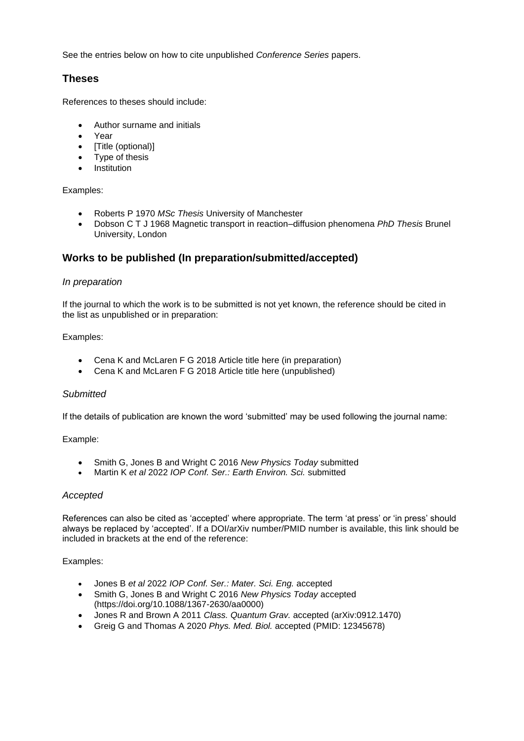See the entries below on how to cite unpublished *Conference Series* papers.

## Theses

References to theses should include:

- Author surname and initials
- Year
- [Title (optional)]
- Type of thesis
- Institution

Examples:

- Roberts P 1970 *MSc Thesis* University of Manchester
- Dobson C T J 1968 Magnetic transport in reaction–diffusion phenomena *PhD Thesis* Brunel University, London

## Works to be published (In preparation/submitted/accepted)

### *In preparation*

If the journal to which the work is to be submitted is not yet known, the reference should be cited in the list as unpublished or in preparation:

Examples:

- Cena K and McLaren F G 2018 Article title here (in preparation)
- Cena K and McLaren F G 2018 Article title here (unpublished)

### *Submitted*

If the details of publication are known the word 'submitted' may be used following the journal name:

Example:

- Smith G, Jones B and Wright C 2016 *New Physics Today* submitted
- Martin K *et al* 2022 *IOP Conf. Ser.: Earth Environ. Sci.* submitted

### *Accepted*

References can also be cited as 'accepted' where appropriate. The term 'at press' or 'in press' should always be replaced by 'accepted'. If a DOI/arXiv number/PMID number is available, this link should be included in brackets at the end of the reference:

Examples:

- Jones B *et al* 2022 *IOP Conf. Ser.: Mater. Sci. Eng.* accepted
- Smith G, Jones B and Wright C 2016 *New Physics Today* accepted (https://doi.org/10.1088/1367-2630/aa0000)
- Jones R and Brown A 2011 *Class. Quantum Grav.* accepted (arXiv:0912.1470)
- Greig G and Thomas A 2020 *Phys. Med. Biol.* accepted (PMID: 12345678)